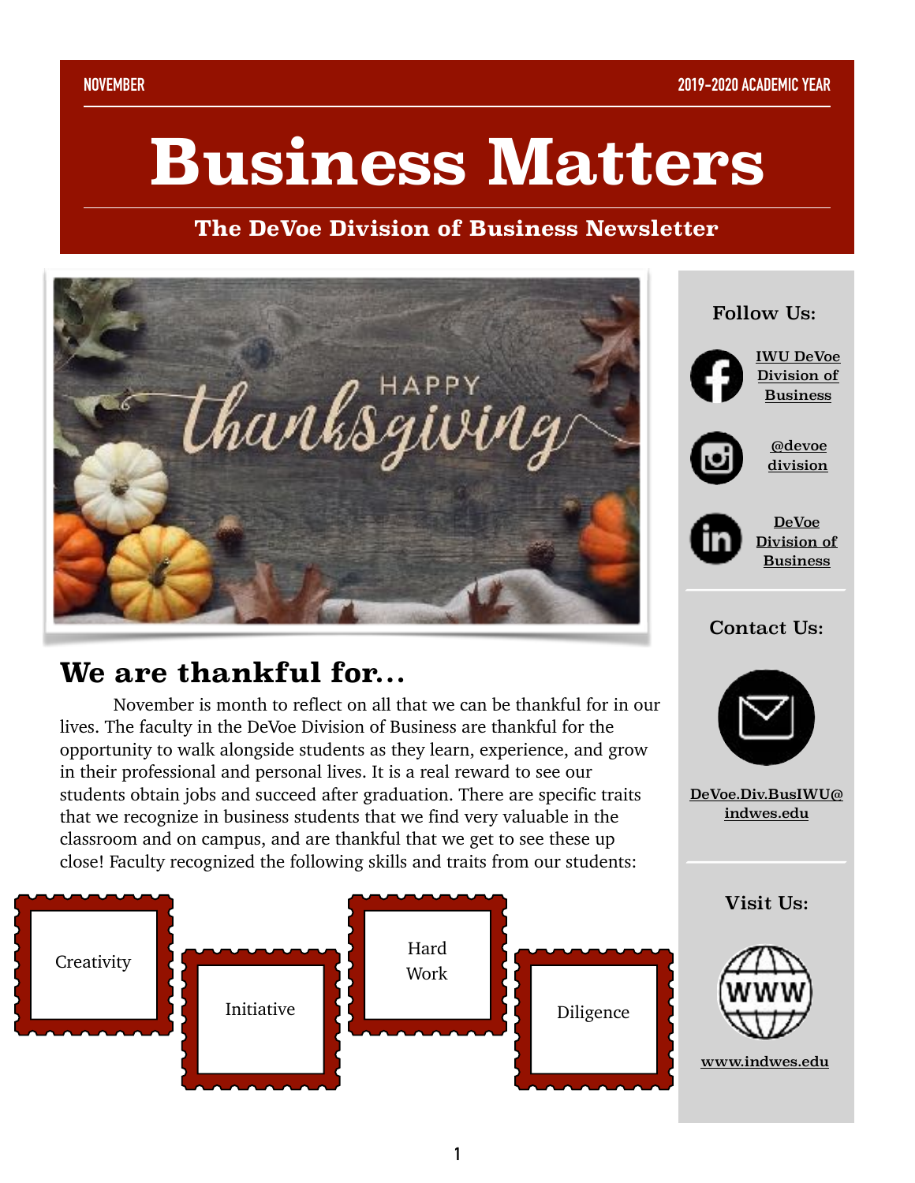NOVEMBER

2019-2020 ACADEMIC YEAR

# Business Matters

## The DeVoe Division of Business Newsletter

## We are thankful for…

November is month to reflect on all that we can be thankful for in our lives. The faculty in the DeVoe Division of Business are thankful for the opportunity to walk alongside students as they learn, experience, and grow in their professional and personal lives. It is a real reward to see our students obtain jobs and succeed after graduation. There are specific traits that we recognize in business students that we find very valuable in the classroom and on campus, and are thankful that we get to see these up close! Faculty recognized the following skills and traits from our students:

- Creativity
- Initiative
- Hard Work
- Diligence

### Follow Us:

- IWU DeVoe Division of Business
- @devoe division
- DeVoe Division of Business

### Contact Us:

DeVoe.Div.BusIWU@indwes.edu

### Visit Us:

www.indwes.edu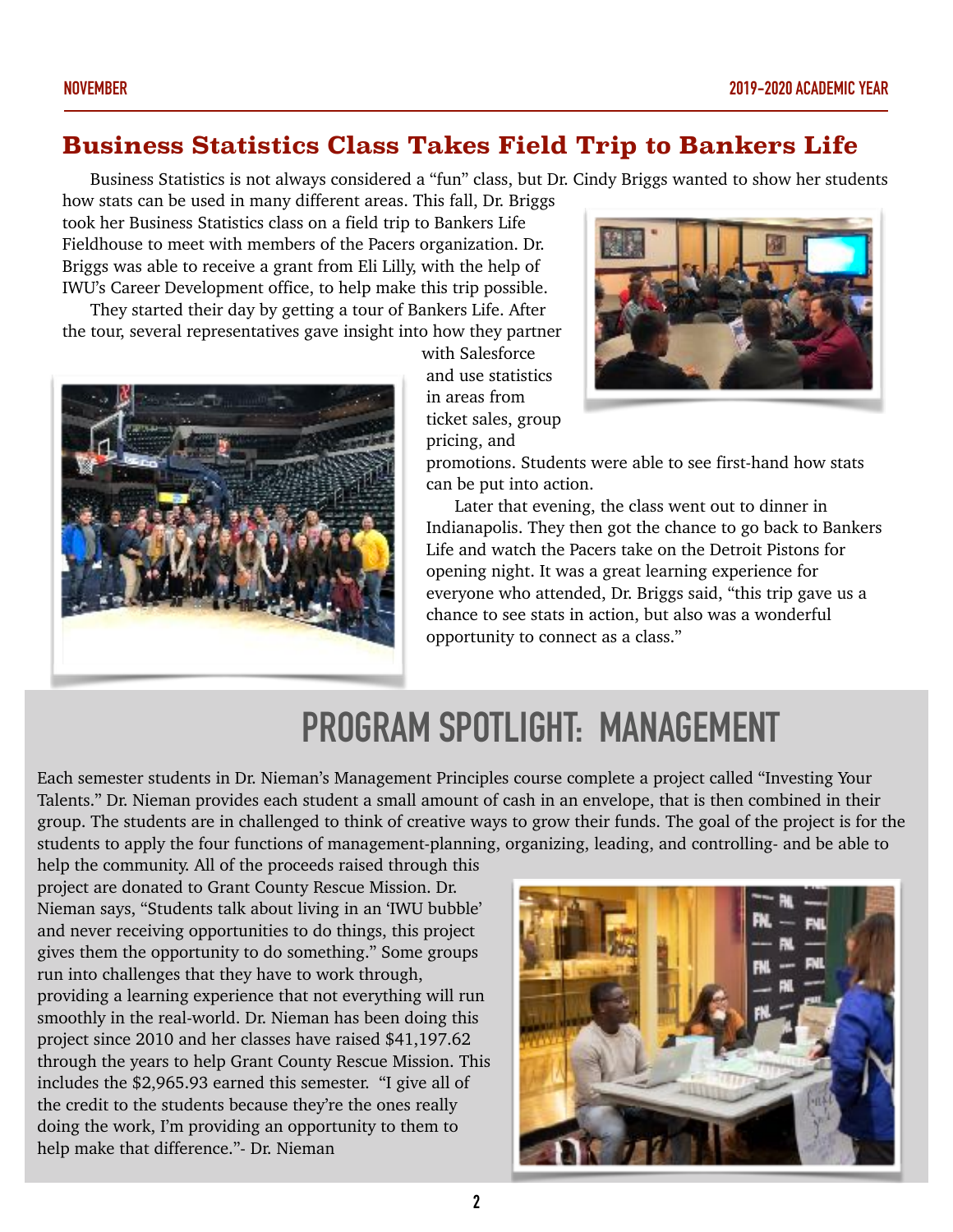## Business Statistics Class Takes Field Trip to Bankers Life

Business Statistics is not always considered a "fun" class, but Dr. Cindy Briggs wanted to show her students how stats can be used in many different areas. This fall, Dr. Briggs took her Business Statistics class on a field trip to Bankers Life Fieldhouse to meet with members of the Pacers organization. Dr. Briggs was able to receive a grant from Eli Lilly, with the help of IWU's Career Development office, to help make this trip possible.

They started their day by getting a tour of Bankers Life. After the tour, several representatives gave insight into how they partner with Salesforce and use statistics in areas from ticket sales, group pricing, and promotions. Students were able to see first-hand how stats can be put into action.

Later that evening, the class went out to dinner in Indianapolis. They then got the chance to go back to Bankers Life and watch the Pacers take on the Detroit Pistons for opening night. It was a great learning experience for everyone who attended, Dr. Briggs said, "this trip gave us a chance to see stats in action, but also was a wonderful opportunity to connect as a class."

## PROGRAM SPOTLIGHT: MANAGEMENT

Each semester students in Dr. Nieman's Management Principles course complete a project called "Investing Your Talents." Dr. Nieman provides each student a small amount of cash in an envelope, that is then combined in their group. The students are in challenged to think of creative ways to grow their funds. The goal of the project is for the students to apply the four functions of management-planning, organizing, leading, and controlling- and be able to help the community. All of the proceeds raised through this project are donated to Grant County Rescue Mission. Dr. Nieman says, "Students talk about living in an 'IWU bubble' and never receiving opportunities to do things, this project gives them the opportunity to do something." Some groups run into challenges that they have to work through, providing a learning experience that not everything will run smoothly in the real-world. Dr. Nieman has been doing this project since 2010 and her classes have raised $41,197.62 through the years to help Grant County Rescue Mission. This includes the $2,965.93 earned this semester. "I give all of the credit to the students because they're the ones really doing the work, I'm providing an opportunity to them to help make that difference."- Dr. Nieman